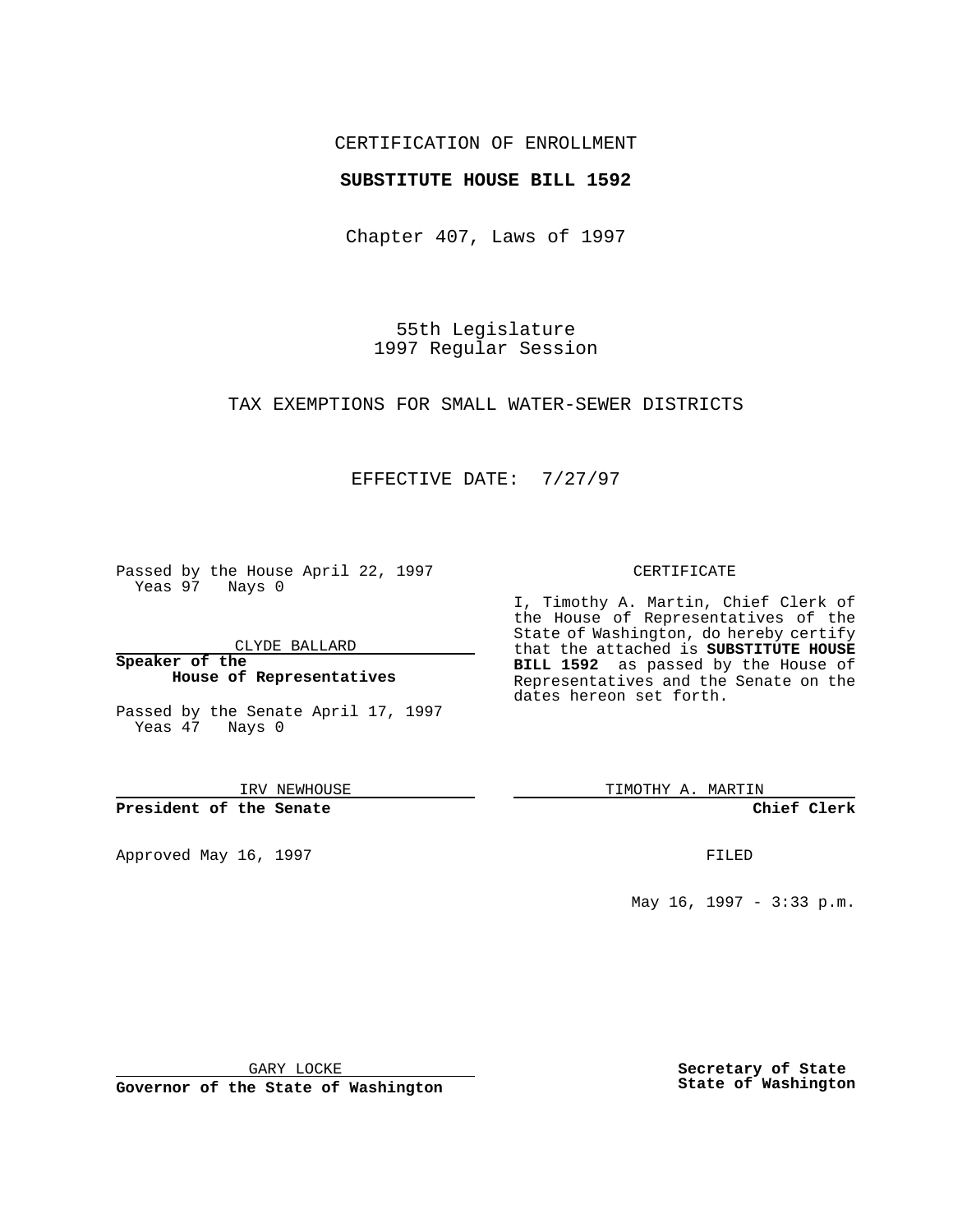CERTIFICATION OF ENROLLMENT

**SUBSTITUTE HOUSE BILL 1592**

Chapter 407, Laws of 1997

55th Legislature
1997 Regular Session

TAX EXEMPTIONS FOR SMALL WATER-SEWER DISTRICTS

EFFECTIVE DATE: 7/27/97

Passed by the House April 22, 1997
Yeas 97 Nays 0

CLYDE BALLARD

**Speaker of the House of Representatives**

Passed by the Senate April 17, 1997
Yeas 47 Nays 0

IRV NEWHOUSE

**President of the Senate**

Approved May 16, 1997

GARY LOCKE

**Governor of the State of Washington**

CERTIFICATE

I, Timothy A. Martin, Chief Clerk of the House of Representatives of the State of Washington, do hereby certify that the attached is **SUBSTITUTE HOUSE BILL 1592** as passed by the House of Representatives and the Senate on the dates hereon set forth.

TIMOTHY A. MARTIN

**Chief Clerk**

FILED

May 16, 1997 - 3:33 p.m.

**Secretary of State State of Washington**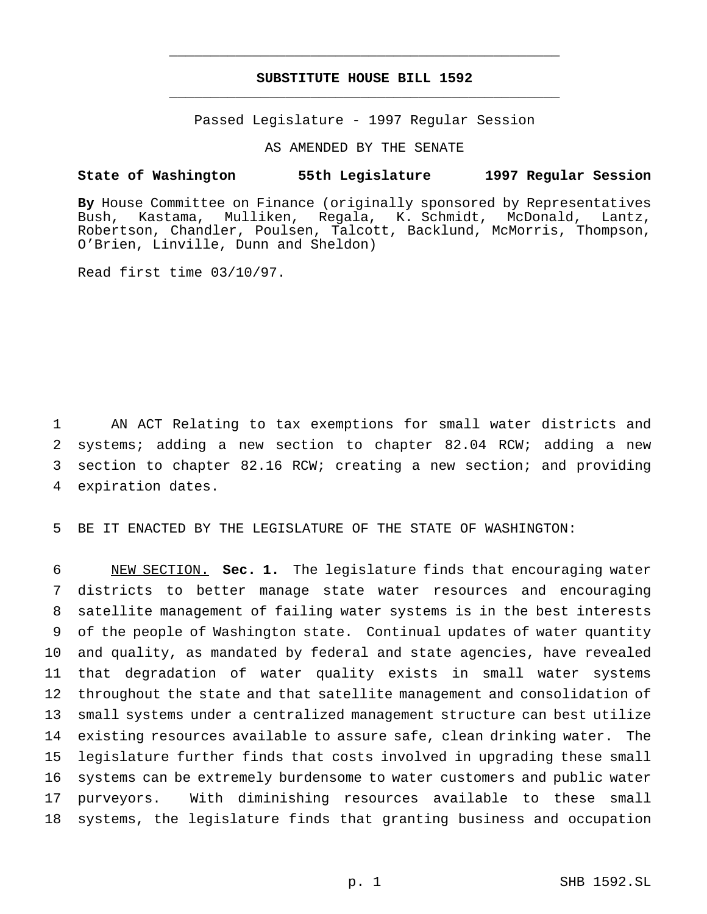**SUBSTITUTE HOUSE BILL 1592**

Passed Legislature - 1997 Regular Session

AS AMENDED BY THE SENATE

**State of Washington 55th Legislature 1997 Regular Session**

**By** House Committee on Finance (originally sponsored by Representatives Bush, Kastama, Mulliken, Regala, K. Schmidt, McDonald, Lantz, Robertson, Chandler, Poulsen, Talcott, Backlund, McMorris, Thompson, O'Brien, Linville, Dunn and Sheldon)

Read first time 03/10/97.

AN ACT Relating to tax exemptions for small water districts and systems; adding a new section to chapter 82.04 RCW; adding a new section to chapter 82.16 RCW; creating a new section; and providing expiration dates.

BE IT ENACTED BY THE LEGISLATURE OF THE STATE OF WASHINGTON:

NEW SECTION. **Sec. 1.** The legislature finds that encouraging water districts to better manage state water resources and encouraging satellite management of failing water systems is in the best interests of the people of Washington state. Continual updates of water quantity and quality, as mandated by federal and state agencies, have revealed that degradation of water quality exists in small water systems throughout the state and that satellite management and consolidation of small systems under a centralized management structure can best utilize existing resources available to assure safe, clean drinking water. The legislature further finds that costs involved in upgrading these small systems can be extremely burdensome to water customers and public water purveyors. With diminishing resources available to these small systems, the legislature finds that granting business and occupation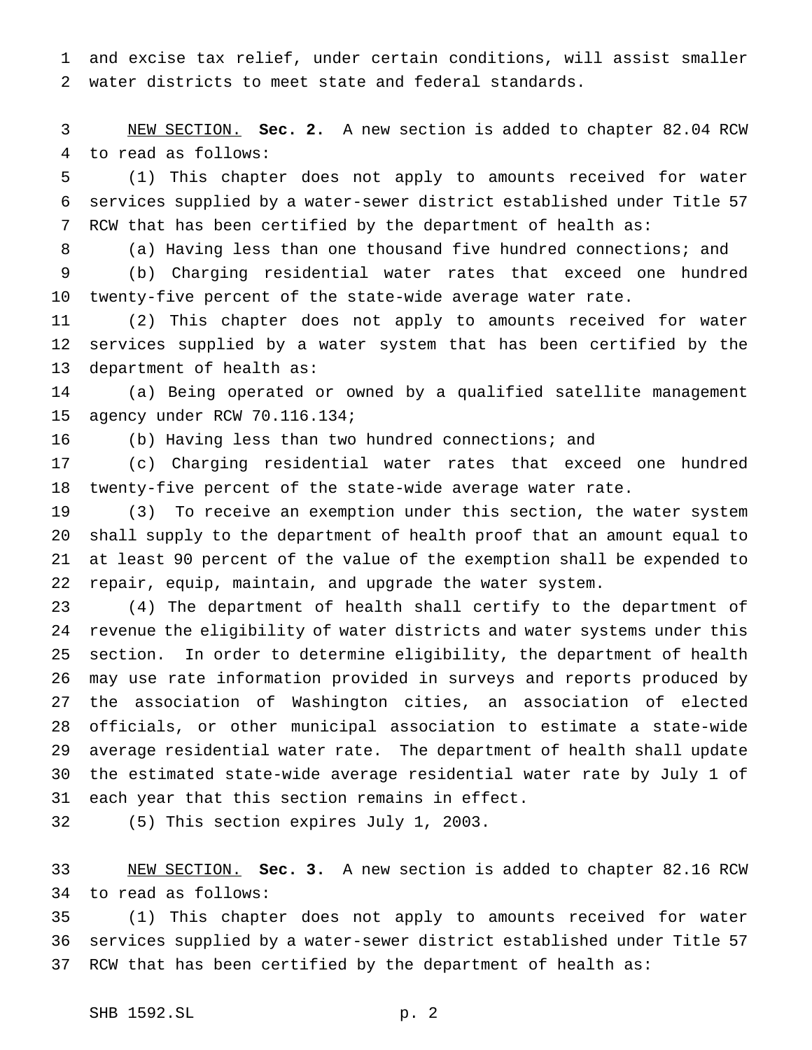and excise tax relief, under certain conditions, will assist smaller water districts to meet state and federal standards.

<u>NEW SECTION.</u> **Sec. 2.** A new section is added to chapter 82.04 RCW to read as follows:

(1) This chapter does not apply to amounts received for water services supplied by a water-sewer district established under Title 57 RCW that has been certified by the department of health as:

(a) Having less than one thousand five hundred connections; and

(b) Charging residential water rates that exceed one hundred twenty-five percent of the state-wide average water rate.

(2) This chapter does not apply to amounts received for water services supplied by a water system that has been certified by the department of health as:

(a) Being operated or owned by a qualified satellite management agency under RCW 70.116.134;

(b) Having less than two hundred connections; and

(c) Charging residential water rates that exceed one hundred twenty-five percent of the state-wide average water rate.

(3) To receive an exemption under this section, the water system shall supply to the department of health proof that an amount equal to at least 90 percent of the value of the exemption shall be expended to repair, equip, maintain, and upgrade the water system.

(4) The department of health shall certify to the department of revenue the eligibility of water districts and water systems under this section. In order to determine eligibility, the department of health may use rate information provided in surveys and reports produced by the association of Washington cities, an association of elected officials, or other municipal association to estimate a state-wide average residential water rate. The department of health shall update the estimated state-wide average residential water rate by July 1 of each year that this section remains in effect.

(5) This section expires July 1, 2003.

<u>NEW SECTION.</u> **Sec. 3.** A new section is added to chapter 82.16 RCW to read as follows:

(1) This chapter does not apply to amounts received for water services supplied by a water-sewer district established under Title 57 RCW that has been certified by the department of health as: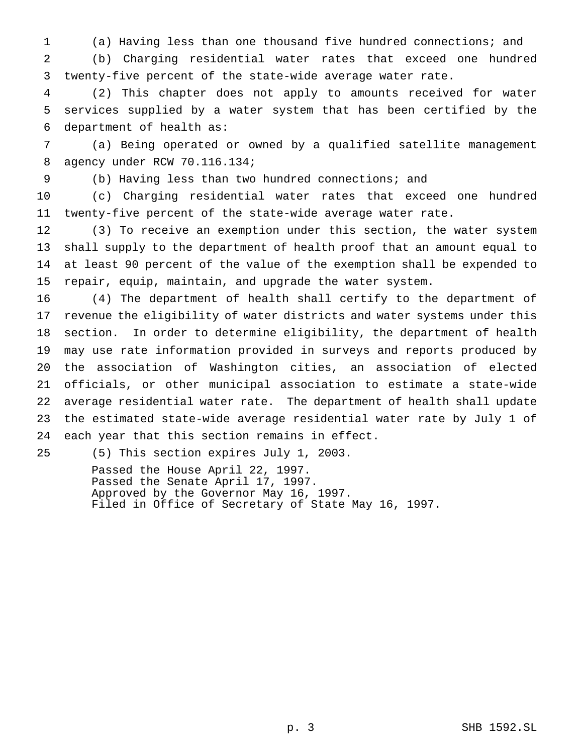(a) Having less than one thousand five hundred connections; and

(b) Charging residential water rates that exceed one hundred twenty-five percent of the state-wide average water rate.

(2) This chapter does not apply to amounts received for water services supplied by a water system that has been certified by the department of health as:

(a) Being operated or owned by a qualified satellite management agency under RCW 70.116.134;

(b) Having less than two hundred connections; and

(c) Charging residential water rates that exceed one hundred twenty-five percent of the state-wide average water rate.

(3) To receive an exemption under this section, the water system shall supply to the department of health proof that an amount equal to at least 90 percent of the value of the exemption shall be expended to repair, equip, maintain, and upgrade the water system.

(4) The department of health shall certify to the department of revenue the eligibility of water districts and water systems under this section. In order to determine eligibility, the department of health may use rate information provided in surveys and reports produced by the association of Washington cities, an association of elected officials, or other municipal association to estimate a state-wide average residential water rate. The department of health shall update the estimated state-wide average residential water rate by July 1 of each year that this section remains in effect.

(5) This section expires July 1, 2003.

Passed the House April 22, 1997.
Passed the Senate April 17, 1997.
Approved by the Governor May 16, 1997.
Filed in Office of Secretary of State May 16, 1997.